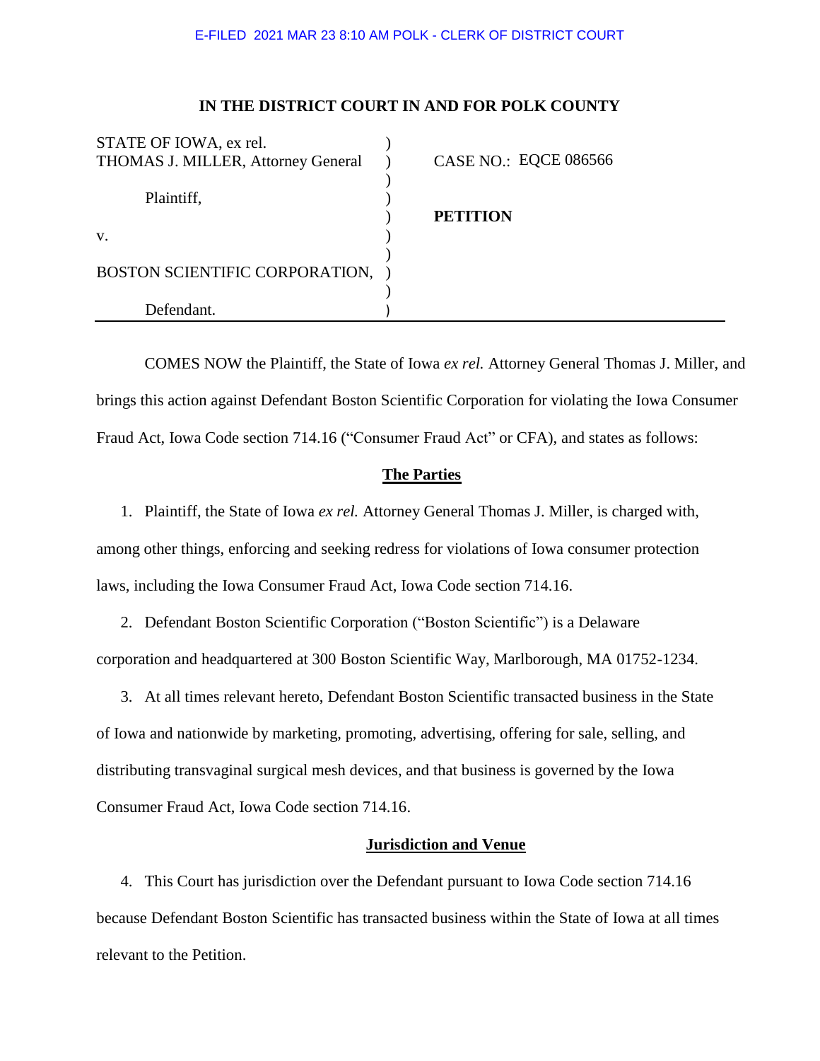E-FILED 2021 MAR 23 8:10 AM POLK - CLERK OF DISTRICT COURT

**IN THE DISTRICT COURT IN AND FOR POLK COUNTY**

| | | |
|---|---|---|
| STATE OF IOWA, ex rel. THOMAS J. MILLER, Attorney General | ) | CASE NO.: EQCE 086566 |
| Plaintiff, | ) | |
| | ) | **PETITION** |
| v. | ) | |
| BOSTON SCIENTIFIC CORPORATION, | ) | |
| Defendant. | ) | |

COMES NOW the Plaintiff, the State of Iowa *ex rel.* Attorney General Thomas J. Miller, and brings this action against Defendant Boston Scientific Corporation for violating the Iowa Consumer Fraud Act, Iowa Code section 714.16 ("Consumer Fraud Act" or CFA), and states as follows:

## The Parties

1. Plaintiff, the State of Iowa *ex rel.* Attorney General Thomas J. Miller, is charged with, among other things, enforcing and seeking redress for violations of Iowa consumer protection laws, including the Iowa Consumer Fraud Act, Iowa Code section 714.16.

2. Defendant Boston Scientific Corporation ("Boston Scientific") is a Delaware corporation and headquartered at 300 Boston Scientific Way, Marlborough, MA 01752-1234.

3. At all times relevant hereto, Defendant Boston Scientific transacted business in the State of Iowa and nationwide by marketing, promoting, advertising, offering for sale, selling, and distributing transvaginal surgical mesh devices, and that business is governed by the Iowa Consumer Fraud Act, Iowa Code section 714.16.

## Jurisdiction and Venue

4. This Court has jurisdiction over the Defendant pursuant to Iowa Code section 714.16 because Defendant Boston Scientific has transacted business within the State of Iowa at all times relevant to the Petition.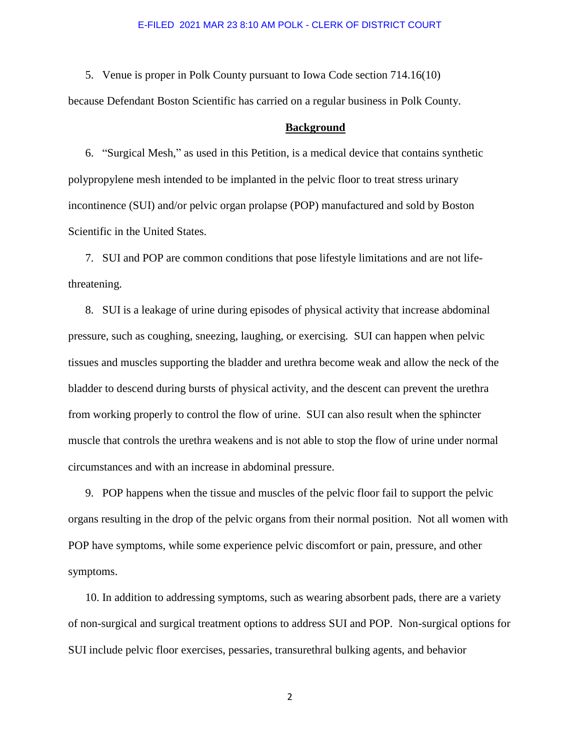5. Venue is proper in Polk County pursuant to Iowa Code section 714.16(10) because Defendant Boston Scientific has carried on a regular business in Polk County.

## **Background**

6. "Surgical Mesh," as used in this Petition, is a medical device that contains synthetic polypropylene mesh intended to be implanted in the pelvic floor to treat stress urinary incontinence (SUI) and/or pelvic organ prolapse (POP) manufactured and sold by Boston Scientific in the United States.

7. SUI and POP are common conditions that pose lifestyle limitations and are not life-threatening.

8. SUI is a leakage of urine during episodes of physical activity that increase abdominal pressure, such as coughing, sneezing, laughing, or exercising. SUI can happen when pelvic tissues and muscles supporting the bladder and urethra become weak and allow the neck of the bladder to descend during bursts of physical activity, and the descent can prevent the urethra from working properly to control the flow of urine. SUI can also result when the sphincter muscle that controls the urethra weakens and is not able to stop the flow of urine under normal circumstances and with an increase in abdominal pressure.

9. POP happens when the tissue and muscles of the pelvic floor fail to support the pelvic organs resulting in the drop of the pelvic organs from their normal position. Not all women with POP have symptoms, while some experience pelvic discomfort or pain, pressure, and other symptoms.

10. In addition to addressing symptoms, such as wearing absorbent pads, there are a variety of non-surgical and surgical treatment options to address SUI and POP. Non-surgical options for SUI include pelvic floor exercises, pessaries, transurethral bulking agents, and behavior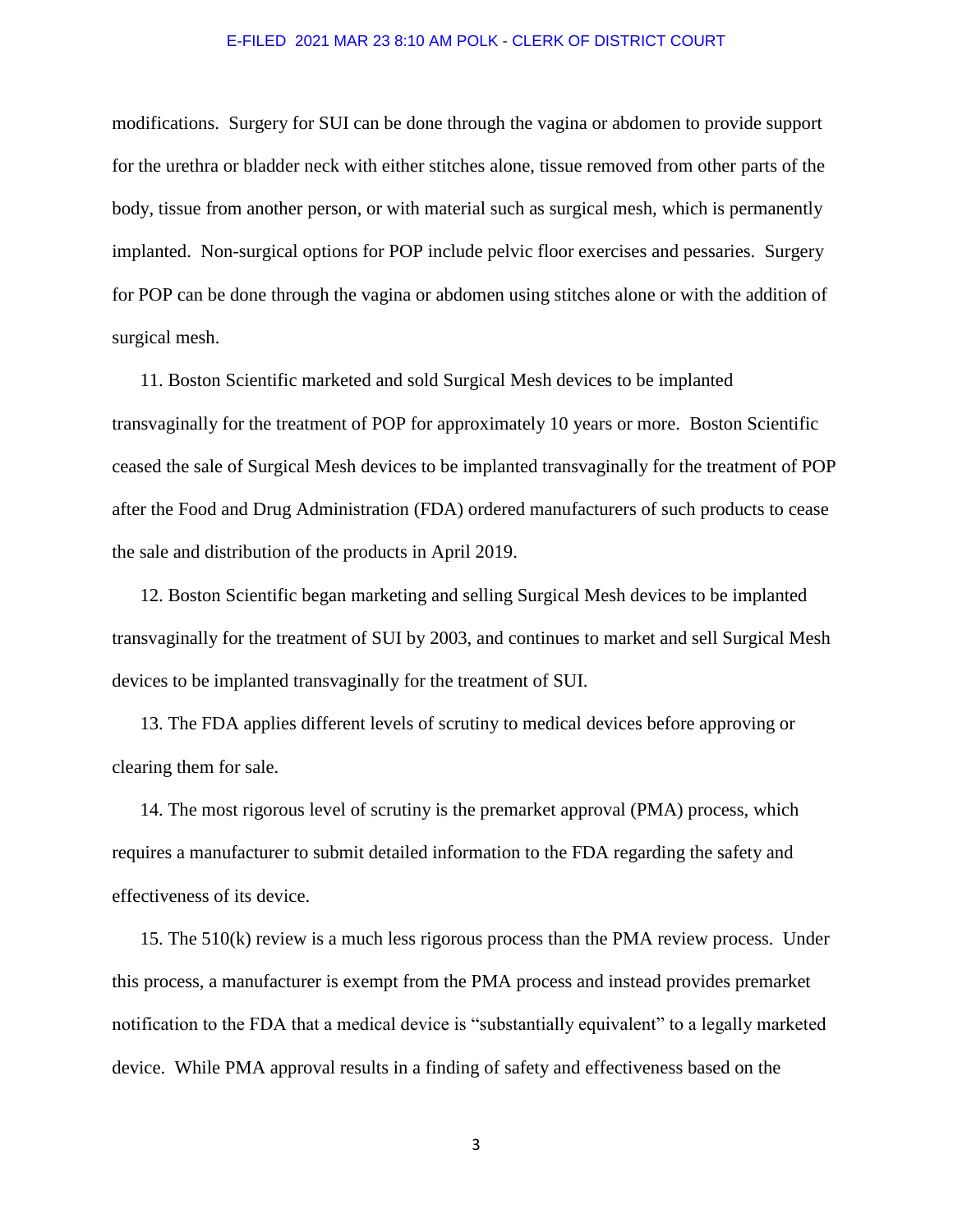modifications. Surgery for SUI can be done through the vagina or abdomen to provide support for the urethra or bladder neck with either stitches alone, tissue removed from other parts of the body, tissue from another person, or with material such as surgical mesh, which is permanently implanted. Non-surgical options for POP include pelvic floor exercises and pessaries. Surgery for POP can be done through the vagina or abdomen using stitches alone or with the addition of surgical mesh.

11. Boston Scientific marketed and sold Surgical Mesh devices to be implanted transvaginally for the treatment of POP for approximately 10 years or more. Boston Scientific ceased the sale of Surgical Mesh devices to be implanted transvaginally for the treatment of POP after the Food and Drug Administration (FDA) ordered manufacturers of such products to cease the sale and distribution of the products in April 2019.

12. Boston Scientific began marketing and selling Surgical Mesh devices to be implanted transvaginally for the treatment of SUI by 2003, and continues to market and sell Surgical Mesh devices to be implanted transvaginally for the treatment of SUI.

13. The FDA applies different levels of scrutiny to medical devices before approving or clearing them for sale.

14. The most rigorous level of scrutiny is the premarket approval (PMA) process, which requires a manufacturer to submit detailed information to the FDA regarding the safety and effectiveness of its device.

15. The 510(k) review is a much less rigorous process than the PMA review process. Under this process, a manufacturer is exempt from the PMA process and instead provides premarket notification to the FDA that a medical device is "substantially equivalent" to a legally marketed device. While PMA approval results in a finding of safety and effectiveness based on the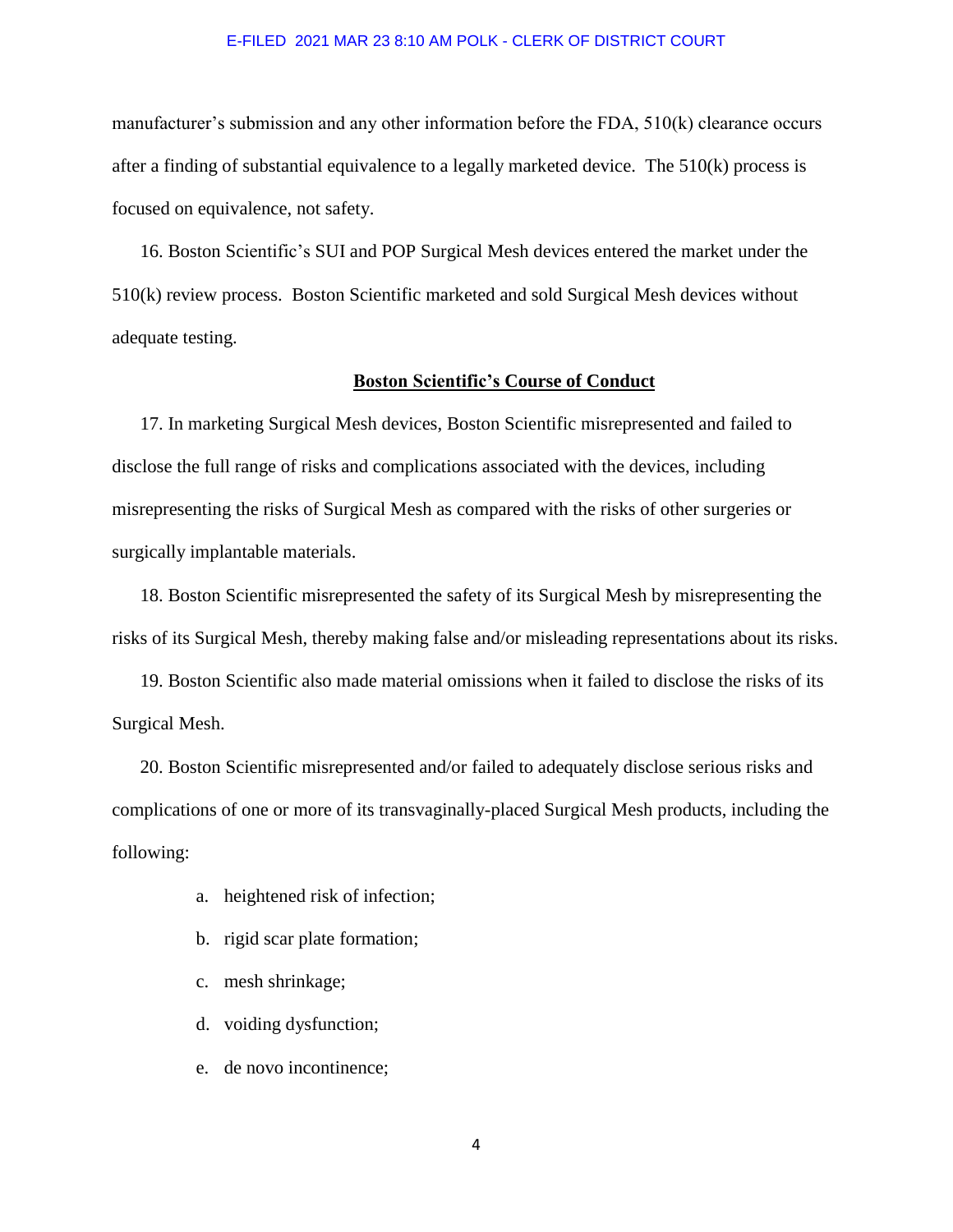manufacturer's submission and any other information before the FDA, 510(k) clearance occurs after a finding of substantial equivalence to a legally marketed device. The 510(k) process is focused on equivalence, not safety.

16. Boston Scientific's SUI and POP Surgical Mesh devices entered the market under the 510(k) review process. Boston Scientific marketed and sold Surgical Mesh devices without adequate testing.

**Boston Scientific's Course of Conduct**

17. In marketing Surgical Mesh devices, Boston Scientific misrepresented and failed to disclose the full range of risks and complications associated with the devices, including misrepresenting the risks of Surgical Mesh as compared with the risks of other surgeries or surgically implantable materials.

18. Boston Scientific misrepresented the safety of its Surgical Mesh by misrepresenting the risks of its Surgical Mesh, thereby making false and/or misleading representations about its risks.

19. Boston Scientific also made material omissions when it failed to disclose the risks of its Surgical Mesh.

20. Boston Scientific misrepresented and/or failed to adequately disclose serious risks and complications of one or more of its transvaginally-placed Surgical Mesh products, including the following:

a. heightened risk of infection;

b. rigid scar plate formation;

c. mesh shrinkage;

d. voiding dysfunction;

e. de novo incontinence;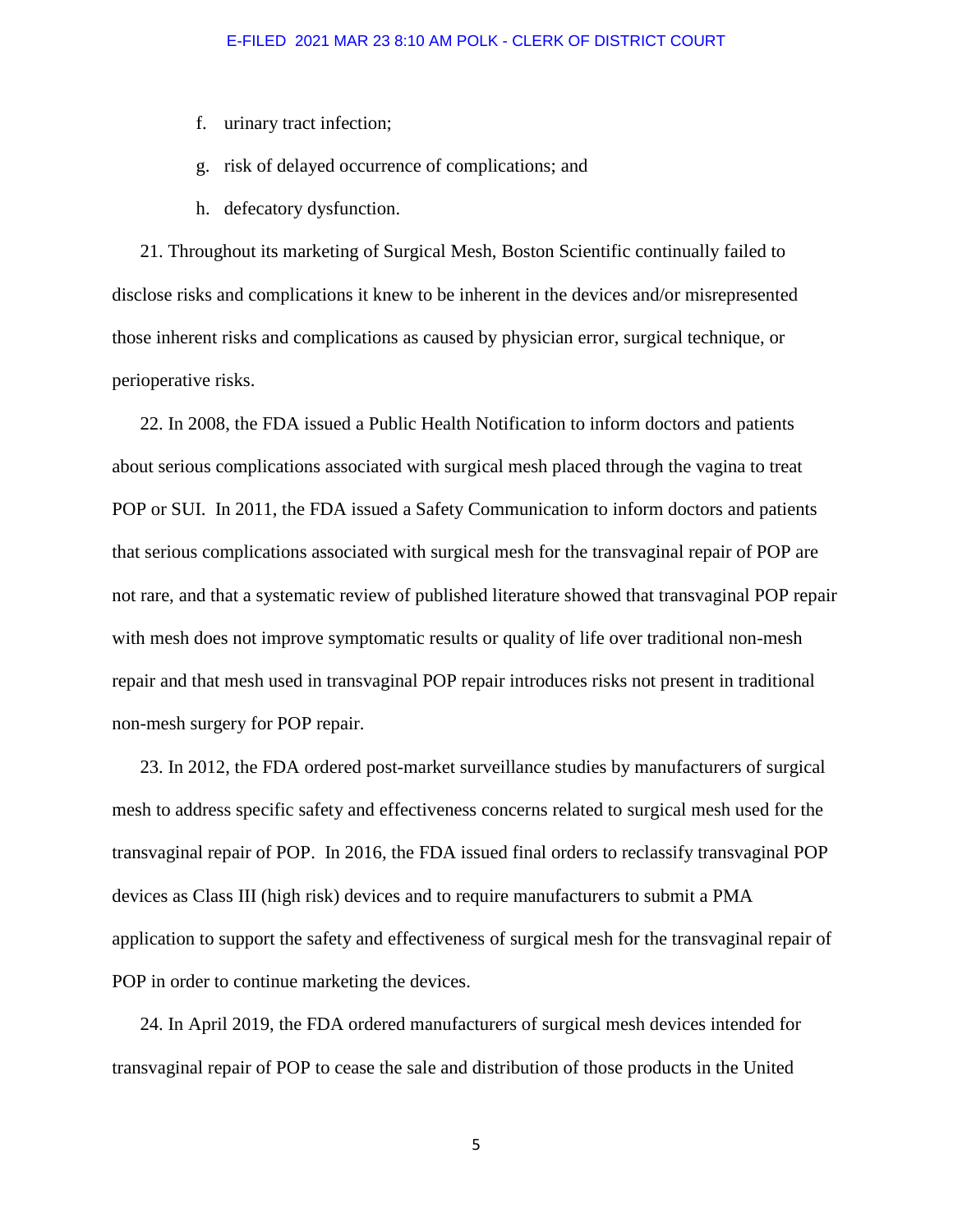f. urinary tract infection;

g. risk of delayed occurrence of complications; and

h. defecatory dysfunction.

21. Throughout its marketing of Surgical Mesh, Boston Scientific continually failed to disclose risks and complications it knew to be inherent in the devices and/or misrepresented those inherent risks and complications as caused by physician error, surgical technique, or perioperative risks.

22. In 2008, the FDA issued a Public Health Notification to inform doctors and patients about serious complications associated with surgical mesh placed through the vagina to treat POP or SUI. In 2011, the FDA issued a Safety Communication to inform doctors and patients that serious complications associated with surgical mesh for the transvaginal repair of POP are not rare, and that a systematic review of published literature showed that transvaginal POP repair with mesh does not improve symptomatic results or quality of life over traditional non-mesh repair and that mesh used in transvaginal POP repair introduces risks not present in traditional non-mesh surgery for POP repair.

23. In 2012, the FDA ordered post-market surveillance studies by manufacturers of surgical mesh to address specific safety and effectiveness concerns related to surgical mesh used for the transvaginal repair of POP. In 2016, the FDA issued final orders to reclassify transvaginal POP devices as Class III (high risk) devices and to require manufacturers to submit a PMA application to support the safety and effectiveness of surgical mesh for the transvaginal repair of POP in order to continue marketing the devices.

24. In April 2019, the FDA ordered manufacturers of surgical mesh devices intended for transvaginal repair of POP to cease the sale and distribution of those products in the United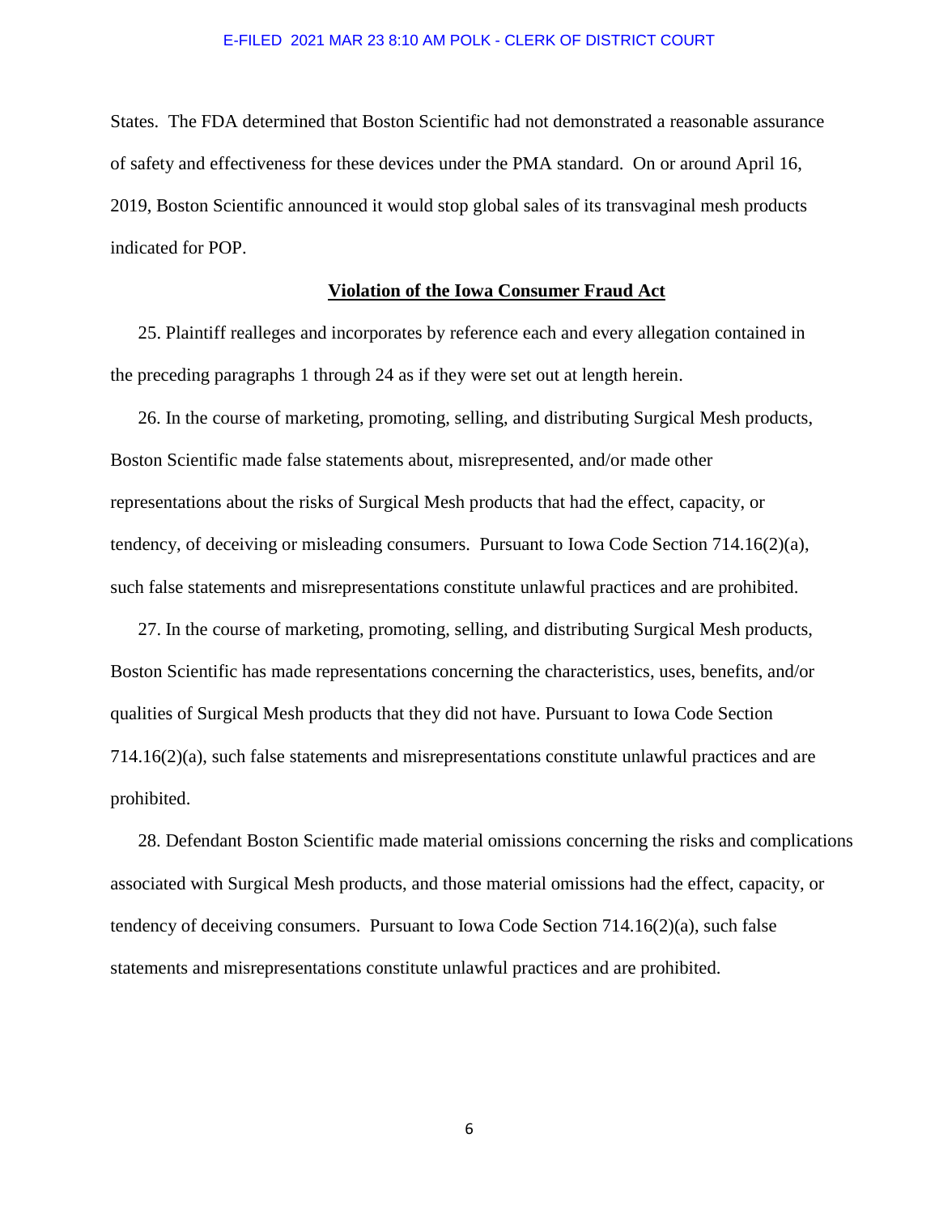States. The FDA determined that Boston Scientific had not demonstrated a reasonable assurance of safety and effectiveness for these devices under the PMA standard. On or around April 16, 2019, Boston Scientific announced it would stop global sales of its transvaginal mesh products indicated for POP.

## **Violation of the Iowa Consumer Fraud Act**

25. Plaintiff realleges and incorporates by reference each and every allegation contained in the preceding paragraphs 1 through 24 as if they were set out at length herein.

26. In the course of marketing, promoting, selling, and distributing Surgical Mesh products, Boston Scientific made false statements about, misrepresented, and/or made other representations about the risks of Surgical Mesh products that had the effect, capacity, or tendency, of deceiving or misleading consumers. Pursuant to Iowa Code Section 714.16(2)(a), such false statements and misrepresentations constitute unlawful practices and are prohibited.

27. In the course of marketing, promoting, selling, and distributing Surgical Mesh products, Boston Scientific has made representations concerning the characteristics, uses, benefits, and/or qualities of Surgical Mesh products that they did not have. Pursuant to Iowa Code Section 714.16(2)(a), such false statements and misrepresentations constitute unlawful practices and are prohibited.

28. Defendant Boston Scientific made material omissions concerning the risks and complications associated with Surgical Mesh products, and those material omissions had the effect, capacity, or tendency of deceiving consumers. Pursuant to Iowa Code Section 714.16(2)(a), such false statements and misrepresentations constitute unlawful practices and are prohibited.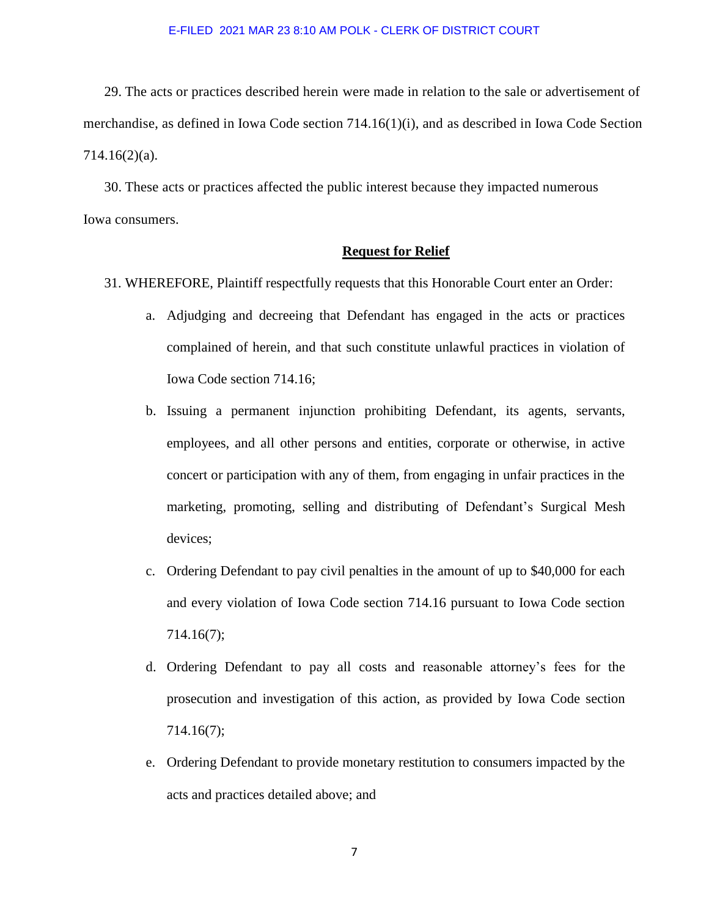29. The acts or practices described herein were made in relation to the sale or advertisement of merchandise, as defined in Iowa Code section 714.16(1)(i), and as described in Iowa Code Section 714.16(2)(a).

30. These acts or practices affected the public interest because they impacted numerous Iowa consumers.

## Request for Relief

31. WHEREFORE, Plaintiff respectfully requests that this Honorable Court enter an Order:

a. Adjudging and decreeing that Defendant has engaged in the acts or practices complained of herein, and that such constitute unlawful practices in violation of Iowa Code section 714.16;

b. Issuing a permanent injunction prohibiting Defendant, its agents, servants, employees, and all other persons and entities, corporate or otherwise, in active concert or participation with any of them, from engaging in unfair practices in the marketing, promoting, selling and distributing of Defendant's Surgical Mesh devices;

c. Ordering Defendant to pay civil penalties in the amount of up to $40,000 for each and every violation of Iowa Code section 714.16 pursuant to Iowa Code section 714.16(7);

d. Ordering Defendant to pay all costs and reasonable attorney's fees for the prosecution and investigation of this action, as provided by Iowa Code section 714.16(7);

e. Ordering Defendant to provide monetary restitution to consumers impacted by the acts and practices detailed above; and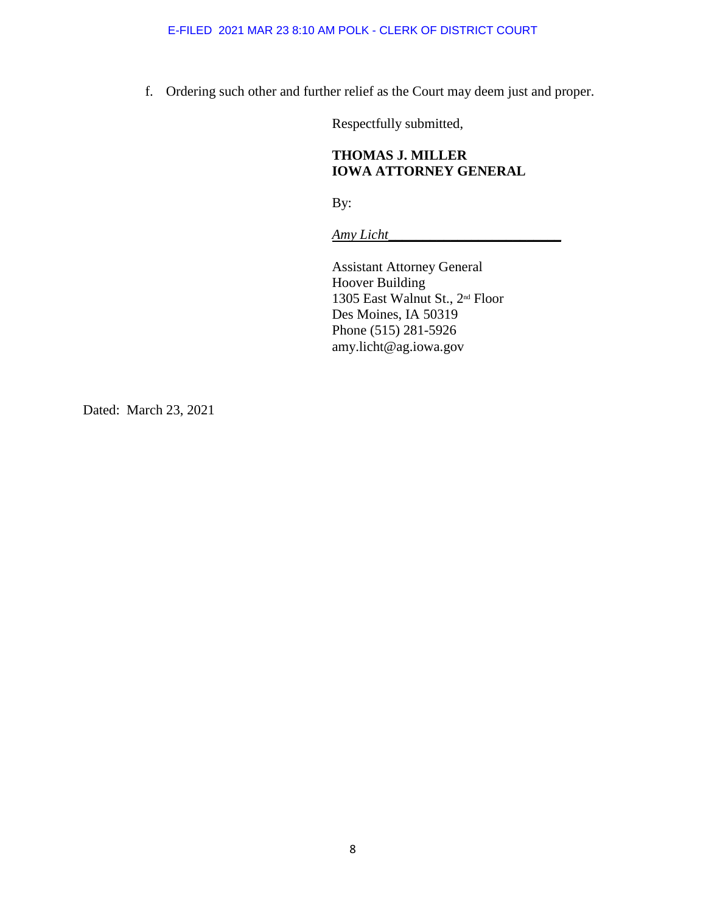f. Ordering such other and further relief as the Court may deem just and proper.

Respectfully submitted,

**THOMAS J. MILLER**
**IOWA ATTORNEY GENERAL**

By:

*Amy Licht*________________________

Assistant Attorney General
Hoover Building
1305 East Walnut St., 2nd Floor
Des Moines, IA 50319
Phone (515) 281-5926
amy.licht@ag.iowa.gov

Dated: March 23, 2021